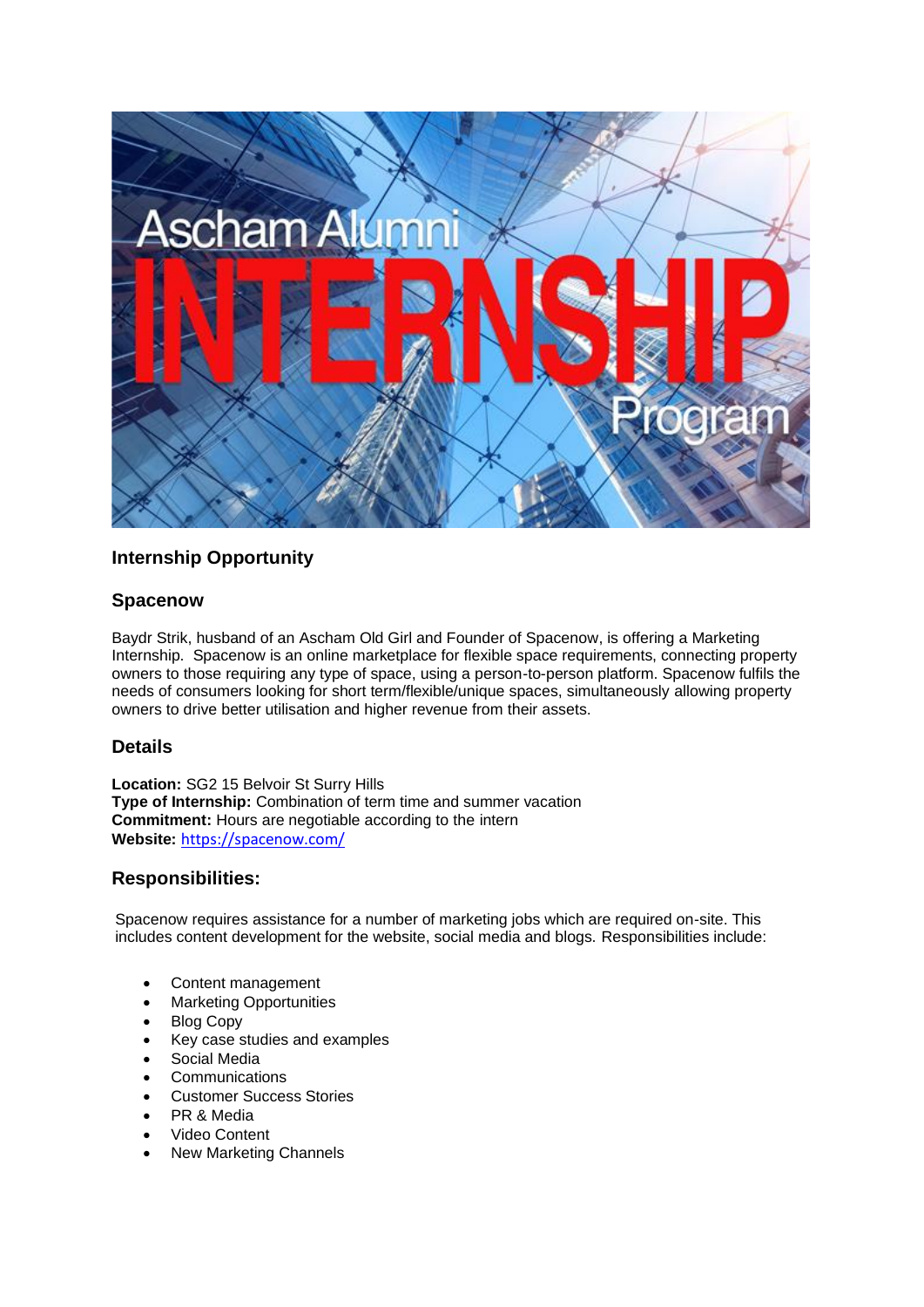## Internship Opportunity

## Spacenow

Baydr Strik, husband of an Ascham Old Girl and Founder of Spacenow, is offering a Marketing Internship. Spacenow is an online marketplace for flexible space requirements, connecting property owners to those requiring any type of space, using a person-to-person platform. Spacenow fulfils the needs of consumers looking for short term/flexible/unique spaces, simultaneously allowing property owners to drive better utilisation and higher revenue from their assets.

## Details

**Location:** SG2 15 Belvoir St Surry Hills
**Type of Internship:** Combination of term time and summer vacation
**Commitment:** Hours are negotiable according to the intern
**Website:** https://spacenow.com/

## Responsibilities:

Spacenow requires assistance for a number of marketing jobs which are required on-site. This includes content development for the website, social media and blogs. Responsibilities include:

- Content management
- Marketing Opportunities
- Blog Copy
- Key case studies and examples
- Social Media
- Communications
- Customer Success Stories
- PR & Media
- Video Content
- New Marketing Channels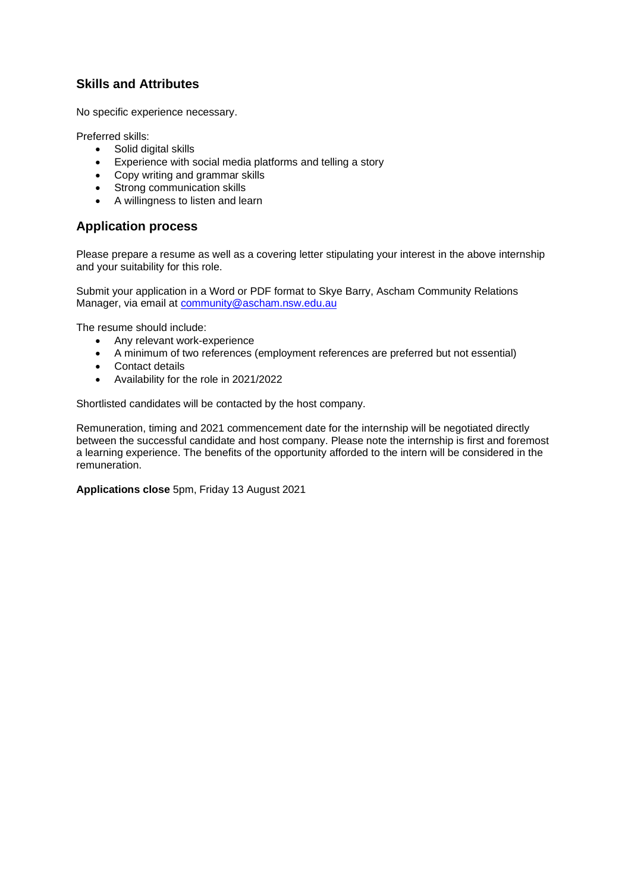## Skills and Attributes

No specific experience necessary.

Preferred skills:

- Solid digital skills
- Experience with social media platforms and telling a story
- Copy writing and grammar skills
- Strong communication skills
- A willingness to listen and learn

## Application process

Please prepare a resume as well as a covering letter stipulating your interest in the above internship and your suitability for this role.

Submit your application in a Word or PDF format to Skye Barry, Ascham Community Relations Manager, via email at community@ascham.nsw.edu.au

The resume should include:

- Any relevant work-experience
- A minimum of two references (employment references are preferred but not essential)
- Contact details
- Availability for the role in 2021/2022

Shortlisted candidates will be contacted by the host company.

Remuneration, timing and 2021 commencement date for the internship will be negotiated directly between the successful candidate and host company. Please note the internship is first and foremost a learning experience. The benefits of the opportunity afforded to the intern will be considered in the remuneration.

**Applications close** 5pm, Friday 13 August 2021